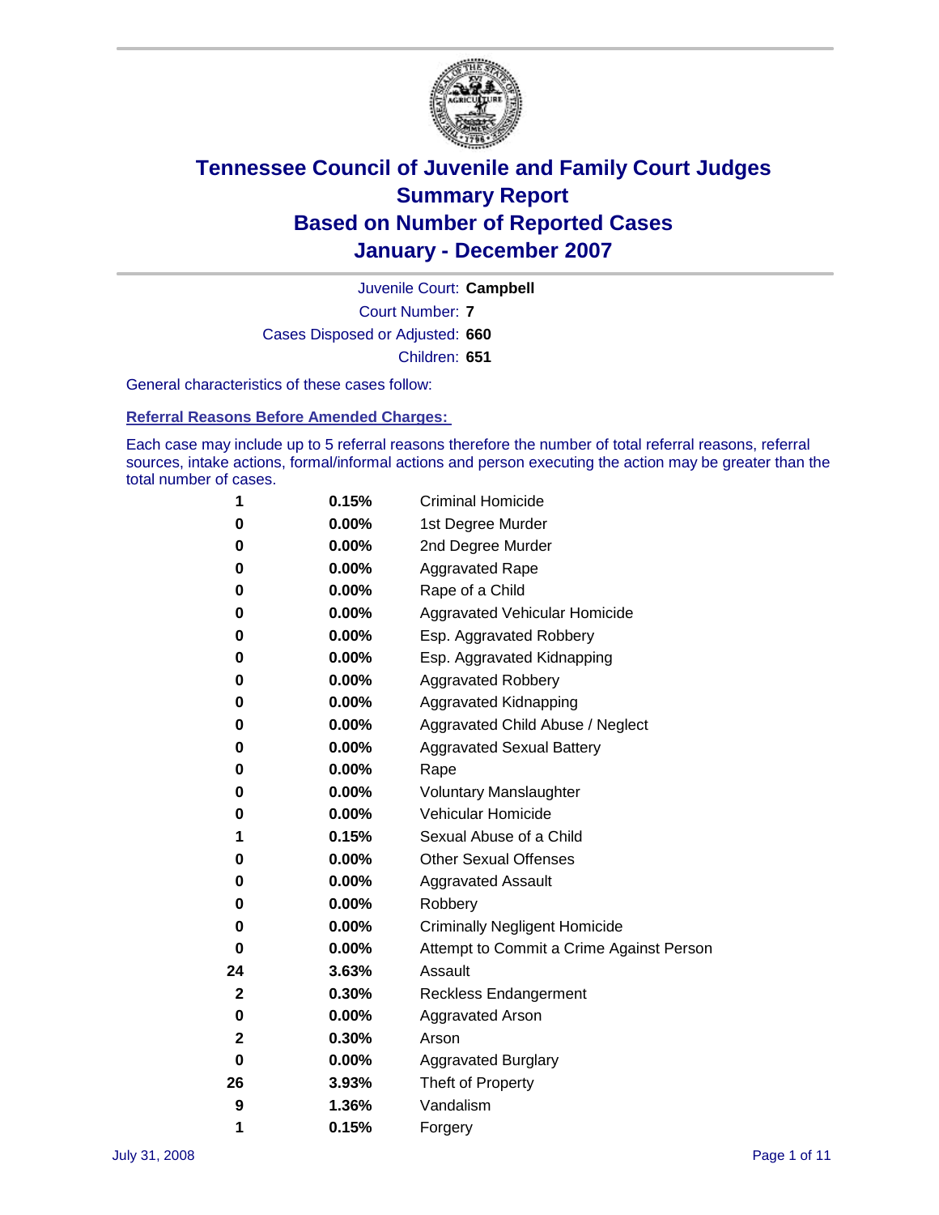# Tennessee Council of Juvenile and Family Court Judges
## Summary Report
## Based on Number of Reported Cases
## January - December 2007

Juvenile Court: **Campbell**

Court Number: **7**

Cases Disposed or Adjusted: **660**

Children: **651**

General characteristics of these cases follow:

### Referral Reasons Before Amended Charges:

Each case may include up to 5 referral reasons therefore the number of total referral reasons, referral sources, intake actions, formal/informal actions and person executing the action may be greater than the total number of cases.

| | | |
|---|---|---|
| 1 | 0.15% | Criminal Homicide |
| 0 | 0.00% | 1st Degree Murder |
| 0 | 0.00% | 2nd Degree Murder |
| 0 | 0.00% | Aggravated Rape |
| 0 | 0.00% | Rape of a Child |
| 0 | 0.00% | Aggravated Vehicular Homicide |
| 0 | 0.00% | Esp. Aggravated Robbery |
| 0 | 0.00% | Esp. Aggravated Kidnapping |
| 0 | 0.00% | Aggravated Robbery |
| 0 | 0.00% | Aggravated Kidnapping |
| 0 | 0.00% | Aggravated Child Abuse / Neglect |
| 0 | 0.00% | Aggravated Sexual Battery |
| 0 | 0.00% | Rape |
| 0 | 0.00% | Voluntary Manslaughter |
| 0 | 0.00% | Vehicular Homicide |
| 1 | 0.15% | Sexual Abuse of a Child |
| 0 | 0.00% | Other Sexual Offenses |
| 0 | 0.00% | Aggravated Assault |
| 0 | 0.00% | Robbery |
| 0 | 0.00% | Criminally Negligent Homicide |
| 0 | 0.00% | Attempt to Commit a Crime Against Person |
| 24 | 3.63% | Assault |
| 2 | 0.30% | Reckless Endangerment |
| 0 | 0.00% | Aggravated Arson |
| 2 | 0.30% | Arson |
| 0 | 0.00% | Aggravated Burglary |
| 26 | 3.93% | Theft of Property |
| 9 | 1.36% | Vandalism |
| 1 | 0.15% | Forgery |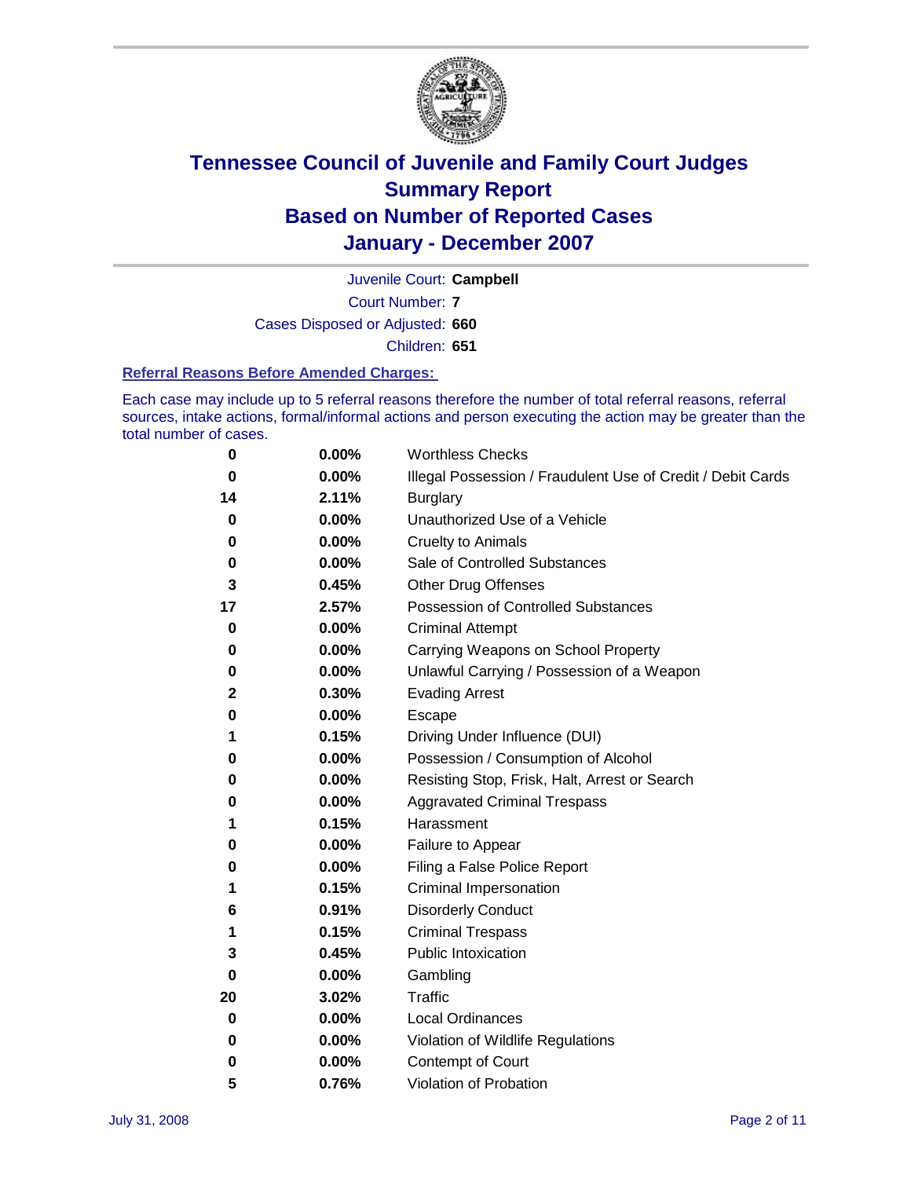# Tennessee Council of Juvenile and Family Court Judges
## Summary Report
## Based on Number of Reported Cases
## January - December 2007

Juvenile Court: **Campbell**

Court Number: **7**

Cases Disposed or Adjusted: **660**

Children: **651**

### Referral Reasons Before Amended Charges:

Each case may include up to 5 referral reasons therefore the number of total referral reasons, referral sources, intake actions, formal/informal actions and person executing the action may be greater than the total number of cases.

| Count | Percent | Referral Reason |
|---|---|---|
| 0 | 0.00% | Worthless Checks |
| 0 | 0.00% | Illegal Possession / Fraudulent Use of Credit / Debit Cards |
| 14 | 2.11% | Burglary |
| 0 | 0.00% | Unauthorized Use of a Vehicle |
| 0 | 0.00% | Cruelty to Animals |
| 0 | 0.00% | Sale of Controlled Substances |
| 3 | 0.45% | Other Drug Offenses |
| 17 | 2.57% | Possession of Controlled Substances |
| 0 | 0.00% | Criminal Attempt |
| 0 | 0.00% | Carrying Weapons on School Property |
| 0 | 0.00% | Unlawful Carrying / Possession of a Weapon |
| 2 | 0.30% | Evading Arrest |
| 0 | 0.00% | Escape |
| 1 | 0.15% | Driving Under Influence (DUI) |
| 0 | 0.00% | Possession / Consumption of Alcohol |
| 0 | 0.00% | Resisting Stop, Frisk, Halt, Arrest or Search |
| 0 | 0.00% | Aggravated Criminal Trespass |
| 1 | 0.15% | Harassment |
| 0 | 0.00% | Failure to Appear |
| 0 | 0.00% | Filing a False Police Report |
| 1 | 0.15% | Criminal Impersonation |
| 6 | 0.91% | Disorderly Conduct |
| 1 | 0.15% | Criminal Trespass |
| 3 | 0.45% | Public Intoxication |
| 0 | 0.00% | Gambling |
| 20 | 3.02% | Traffic |
| 0 | 0.00% | Local Ordinances |
| 0 | 0.00% | Violation of Wildlife Regulations |
| 0 | 0.00% | Contempt of Court |
| 5 | 0.76% | Violation of Probation |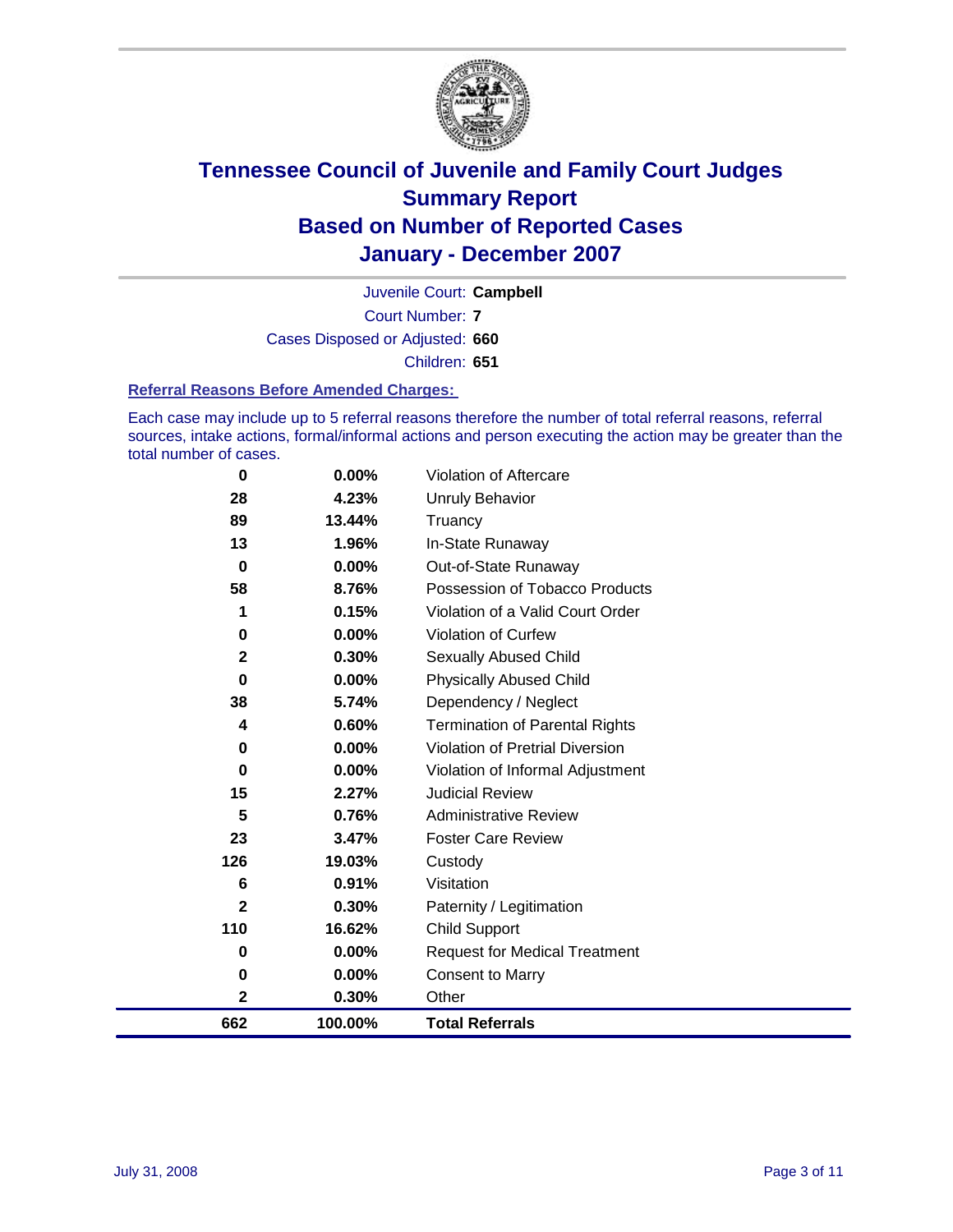# Tennessee Council of Juvenile and Family Court Judges
# Summary Report
# Based on Number of Reported Cases
# January - December 2007

Juvenile Court: **Campbell**

Court Number: **7**

Cases Disposed or Adjusted: **660**

Children: **651**

### Referral Reasons Before Amended Charges:

Each case may include up to 5 referral reasons therefore the number of total referral reasons, referral sources, intake actions, formal/informal actions and person executing the action may be greater than the total number of cases.

| | | |
|---|---|---|
| 0 | 0.00% | Violation of Aftercare |
| 28 | 4.23% | Unruly Behavior |
| 89 | 13.44% | Truancy |
| 13 | 1.96% | In-State Runaway |
| 0 | 0.00% | Out-of-State Runaway |
| 58 | 8.76% | Possession of Tobacco Products |
| 1 | 0.15% | Violation of a Valid Court Order |
| 0 | 0.00% | Violation of Curfew |
| 2 | 0.30% | Sexually Abused Child |
| 0 | 0.00% | Physically Abused Child |
| 38 | 5.74% | Dependency / Neglect |
| 4 | 0.60% | Termination of Parental Rights |
| 0 | 0.00% | Violation of Pretrial Diversion |
| 0 | 0.00% | Violation of Informal Adjustment |
| 15 | 2.27% | Judicial Review |
| 5 | 0.76% | Administrative Review |
| 23 | 3.47% | Foster Care Review |
| 126 | 19.03% | Custody |
| 6 | 0.91% | Visitation |
| 2 | 0.30% | Paternity / Legitimation |
| 110 | 16.62% | Child Support |
| 0 | 0.00% | Request for Medical Treatment |
| 0 | 0.00% | Consent to Marry |
| 2 | 0.30% | Other |
| **662** | **100.00%** | **Total Referrals** |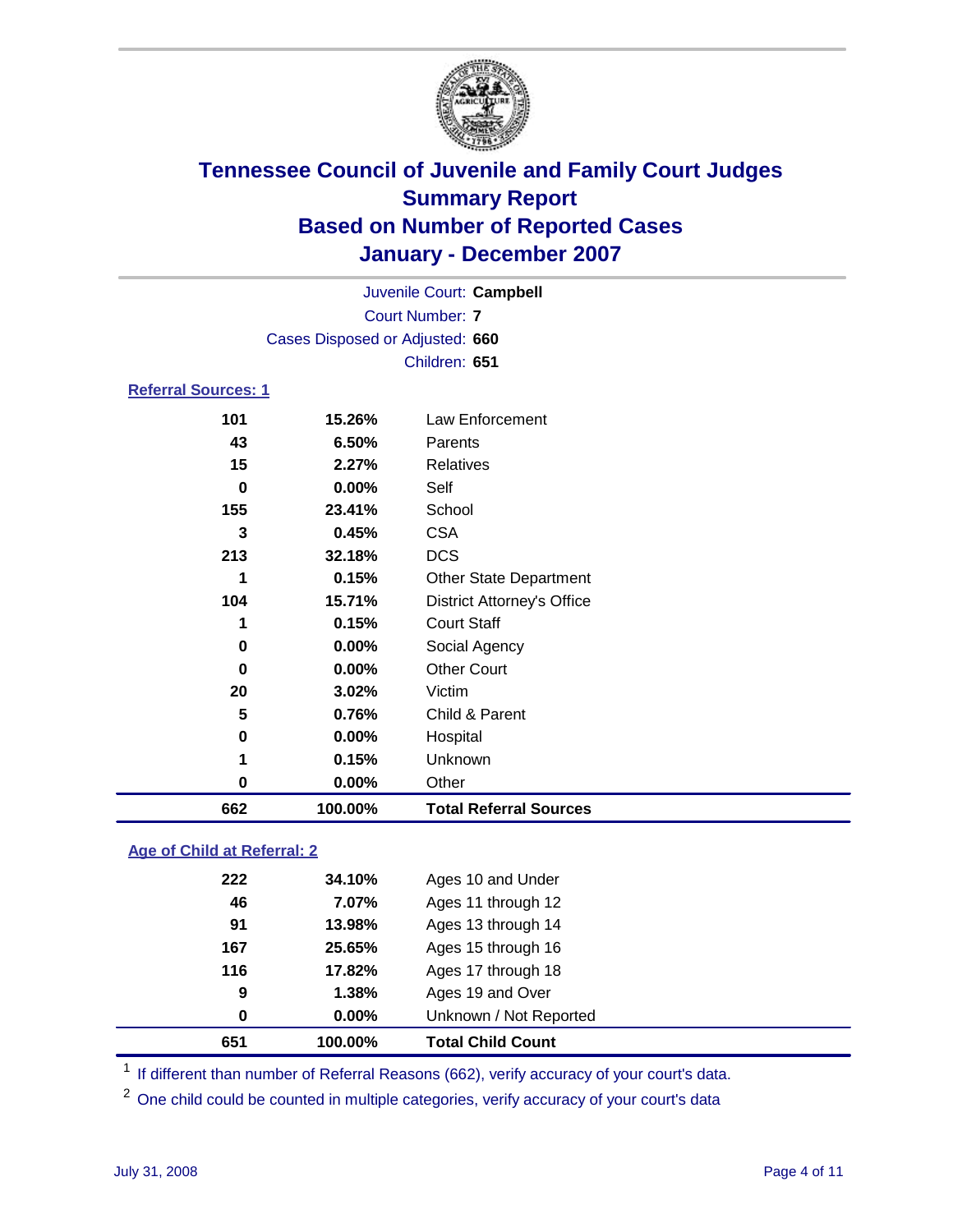# Tennessee Council of Juvenile and Family Court Judges
## Summary Report
## Based on Number of Reported Cases
## January - December 2007

Juvenile Court: **Campbell**

Court Number: **7**

Cases Disposed or Adjusted: **660**

Children: **651**

### Referral Sources: 1

| Count | Percent | Source |
|---|---|---|
| 101 | 15.26% | Law Enforcement |
| 43 | 6.50% | Parents |
| 15 | 2.27% | Relatives |
| 0 | 0.00% | Self |
| 155 | 23.41% | School |
| 3 | 0.45% | CSA |
| 213 | 32.18% | DCS |
| 1 | 0.15% | Other State Department |
| 104 | 15.71% | District Attorney's Office |
| 1 | 0.15% | Court Staff |
| 0 | 0.00% | Social Agency |
| 0 | 0.00% | Other Court |
| 20 | 3.02% | Victim |
| 5 | 0.76% | Child & Parent |
| 0 | 0.00% | Hospital |
| 1 | 0.15% | Unknown |
| 0 | 0.00% | Other |
| **662** | **100.00%** | **Total Referral Sources** |

### Age of Child at Referral: 2

| Count | Percent | Age |
|---|---|---|
| 222 | 34.10% | Ages 10 and Under |
| 46 | 7.07% | Ages 11 through 12 |
| 91 | 13.98% | Ages 13 through 14 |
| 167 | 25.65% | Ages 15 through 16 |
| 116 | 17.82% | Ages 17 through 18 |
| 9 | 1.38% | Ages 19 and Over |
| 0 | 0.00% | Unknown / Not Reported |
| **651** | **100.00%** | **Total Child Count** |

[1] If different than number of Referral Reasons (662), verify accuracy of your court's data.

[2] One child could be counted in multiple categories, verify accuracy of your court's data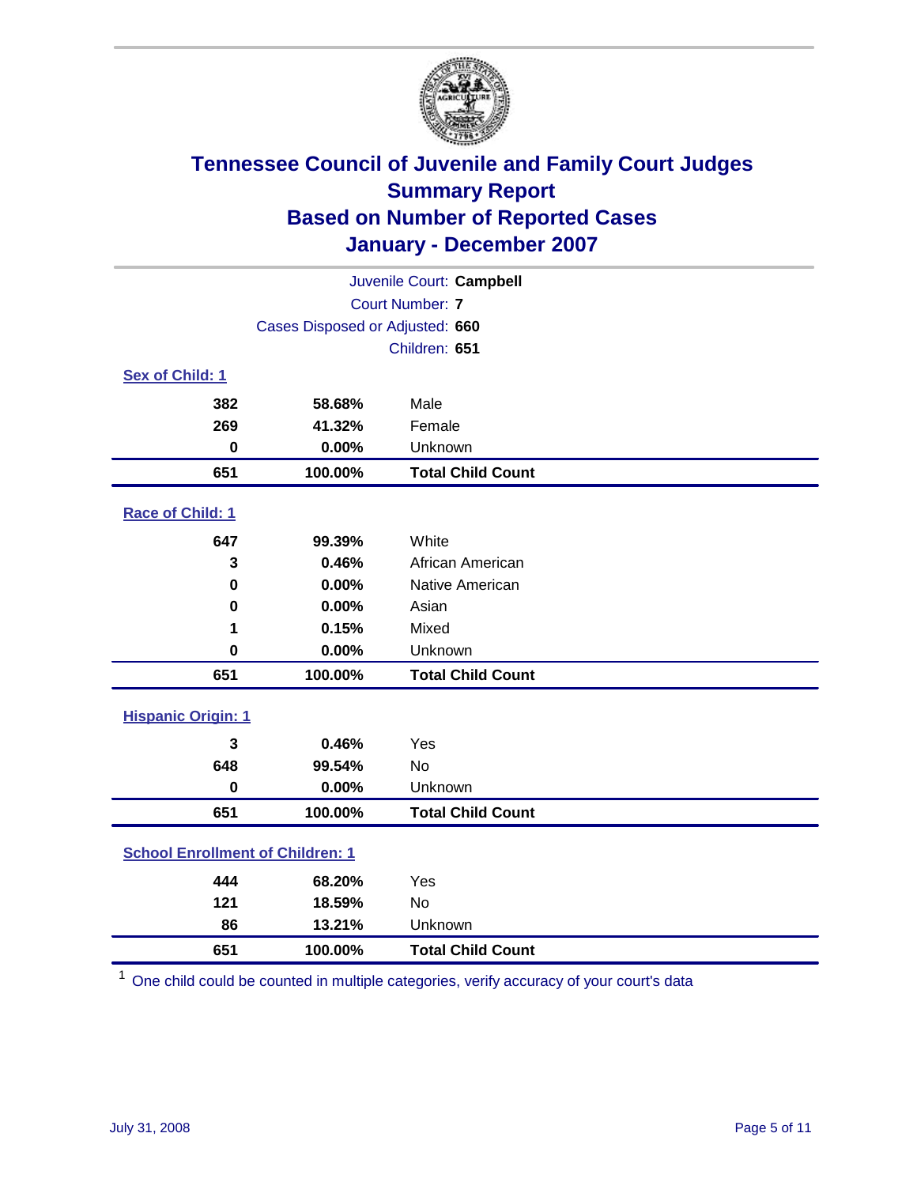# Tennessee Council of Juvenile and Family Court Judges
## Summary Report
## Based on Number of Reported Cases
## January - December 2007

Juvenile Court: **Campbell**
Court Number: **7**
Cases Disposed or Adjusted: **660**
Children: **651**

### Sex of Child: 1

| Count | Percent | Category |
|---|---|---|
| 382 | 58.68% | Male |
| 269 | 41.32% | Female |
| 0 | 0.00% | Unknown |
| **651** | **100.00%** | **Total Child Count** |

### Race of Child: 1

| Count | Percent | Category |
|---|---|---|
| 647 | 99.39% | White |
| 3 | 0.46% | African American |
| 0 | 0.00% | Native American |
| 0 | 0.00% | Asian |
| 1 | 0.15% | Mixed |
| 0 | 0.00% | Unknown |
| **651** | **100.00%** | **Total Child Count** |

### Hispanic Origin: 1

| Count | Percent | Category |
|---|---|---|
| 3 | 0.46% | Yes |
| 648 | 99.54% | No |
| 0 | 0.00% | Unknown |
| **651** | **100.00%** | **Total Child Count** |

### School Enrollment of Children: 1

| Count | Percent | Category |
|---|---|---|
| 444 | 68.20% | Yes |
| 121 | 18.59% | No |
| 86 | 13.21% | Unknown |
| **651** | **100.00%** | **Total Child Count** |

[1] One child could be counted in multiple categories, verify accuracy of your court's data

July 31, 2008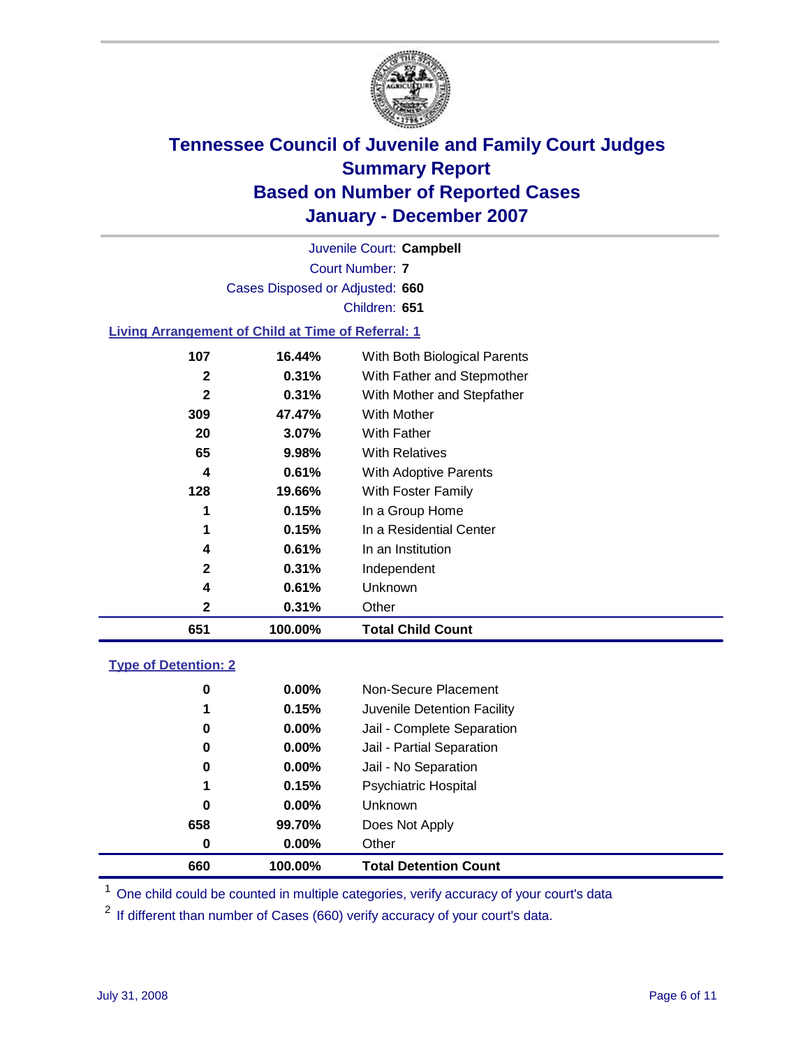# Tennessee Council of Juvenile and Family Court Judges
## Summary Report
## Based on Number of Reported Cases
## January - December 2007

Juvenile Court: **Campbell**

Court Number: **7**

Cases Disposed or Adjusted: **660**

Children: **651**

### Living Arrangement of Child at Time of Referral: 1

| | | |
|---|---|---|
| 107 | 16.44% | With Both Biological Parents |
| 2 | 0.31% | With Father and Stepmother |
| 2 | 0.31% | With Mother and Stepfather |
| 309 | 47.47% | With Mother |
| 20 | 3.07% | With Father |
| 65 | 9.98% | With Relatives |
| 4 | 0.61% | With Adoptive Parents |
| 128 | 19.66% | With Foster Family |
| 1 | 0.15% | In a Group Home |
| 1 | 0.15% | In a Residential Center |
| 4 | 0.61% | In an Institution |
| 2 | 0.31% | Independent |
| 4 | 0.61% | Unknown |
| 2 | 0.31% | Other |
| **651** | **100.00%** | **Total Child Count** |

### Type of Detention: 2

| | | |
|---|---|---|
| 0 | 0.00% | Non-Secure Placement |
| 1 | 0.15% | Juvenile Detention Facility |
| 0 | 0.00% | Jail - Complete Separation |
| 0 | 0.00% | Jail - Partial Separation |
| 0 | 0.00% | Jail - No Separation |
| 1 | 0.15% | Psychiatric Hospital |
| 0 | 0.00% | Unknown |
| 658 | 99.70% | Does Not Apply |
| 0 | 0.00% | Other |
| **660** | **100.00%** | **Total Detention Count** |

[1] One child could be counted in multiple categories, verify accuracy of your court's data

[2] If different than number of Cases (660) verify accuracy of your court's data.

July 31, 2008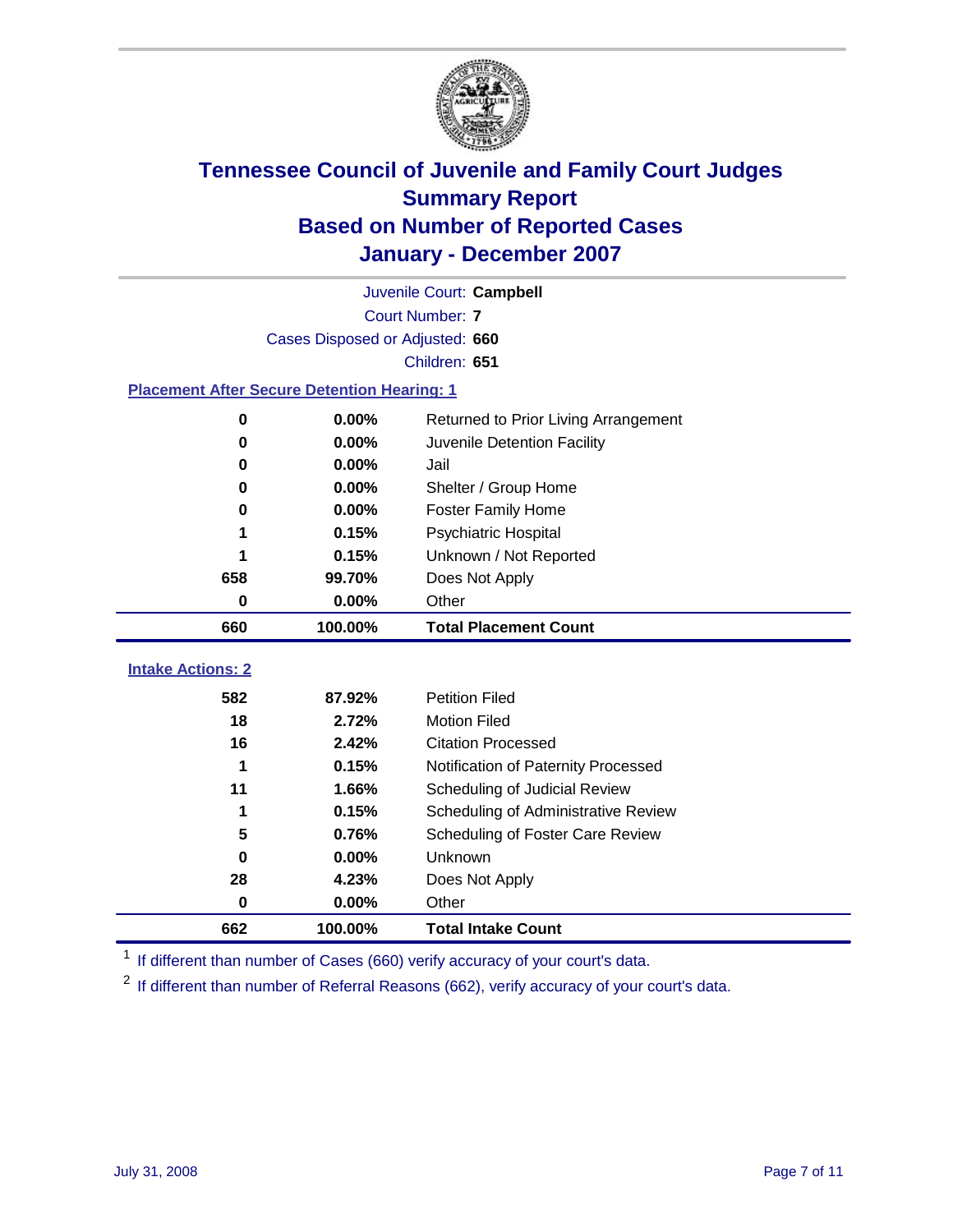# Tennessee Council of Juvenile and Family Court Judges
# Summary Report
# Based on Number of Reported Cases
# January - December 2007

Juvenile Court: **Campbell**

Court Number: **7**

Cases Disposed or Adjusted: **660**

Children: **651**

### Placement After Secure Detention Hearing: 1

| Count | Percent | Placement |
|---|---|---|
| 0 | 0.00% | Returned to Prior Living Arrangement |
| 0 | 0.00% | Juvenile Detention Facility |
| 0 | 0.00% | Jail |
| 0 | 0.00% | Shelter / Group Home |
| 0 | 0.00% | Foster Family Home |
| 1 | 0.15% | Psychiatric Hospital |
| 1 | 0.15% | Unknown / Not Reported |
| 658 | 99.70% | Does Not Apply |
| 0 | 0.00% | Other |
| **660** | **100.00%** | **Total Placement Count** |

### Intake Actions: 2

| Count | Percent | Intake Action |
|---|---|---|
| 582 | 87.92% | Petition Filed |
| 18 | 2.72% | Motion Filed |
| 16 | 2.42% | Citation Processed |
| 1 | 0.15% | Notification of Paternity Processed |
| 11 | 1.66% | Scheduling of Judicial Review |
| 1 | 0.15% | Scheduling of Administrative Review |
| 5 | 0.76% | Scheduling of Foster Care Review |
| 0 | 0.00% | Unknown |
| 28 | 4.23% | Does Not Apply |
| 0 | 0.00% | Other |
| **662** | **100.00%** | **Total Intake Count** |

[1] If different than number of Cases (660) verify accuracy of your court's data.

[2] If different than number of Referral Reasons (662), verify accuracy of your court's data.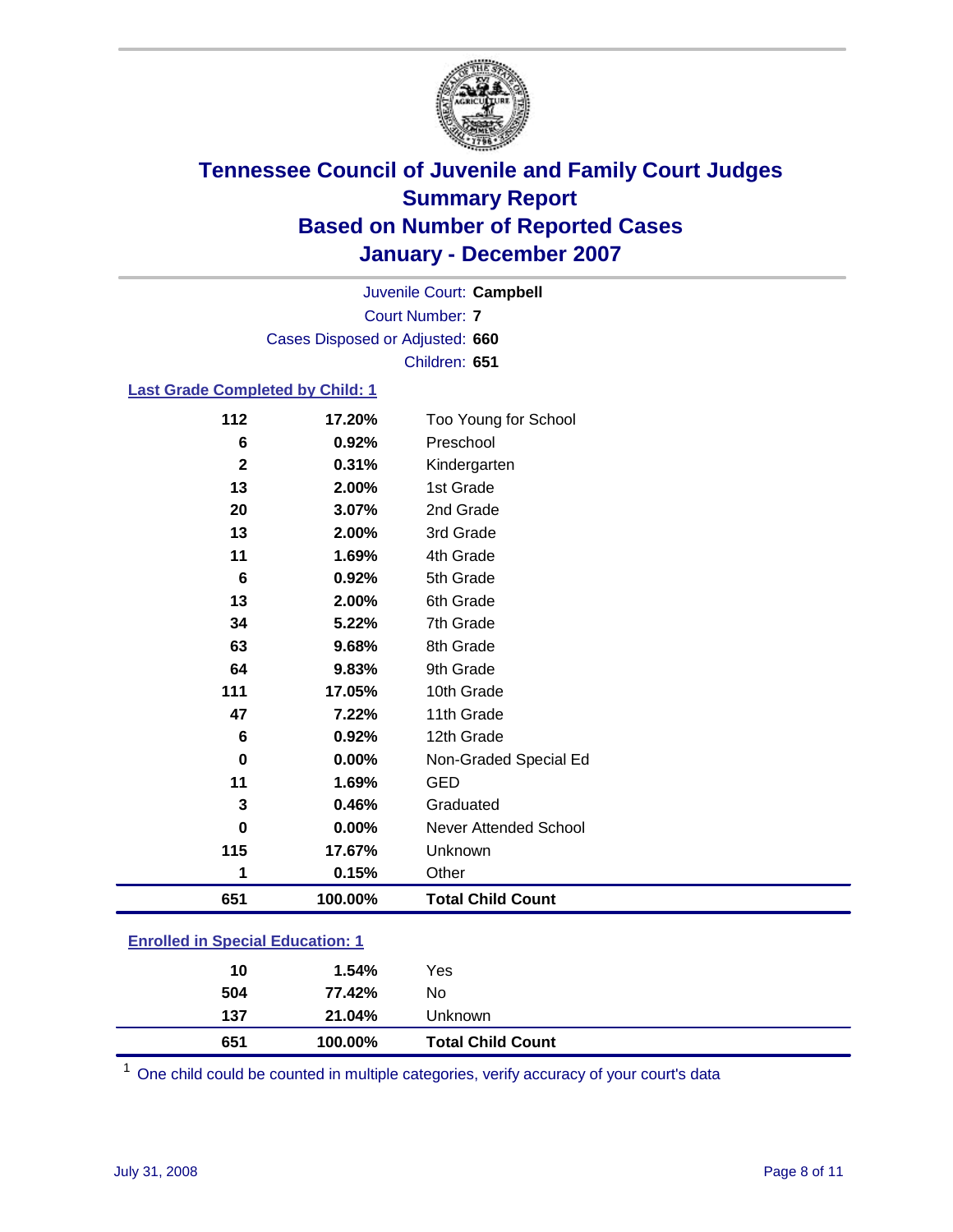# Tennessee Council of Juvenile and Family Court Judges
## Summary Report
## Based on Number of Reported Cases
## January - December 2007

Juvenile Court: **Campbell**
Court Number: **7**
Cases Disposed or Adjusted: **660**
Children: **651**

### Last Grade Completed by Child: 1

| Count | Percent | Category |
|---|---|---|
| 112 | 17.20% | Too Young for School |
| 6 | 0.92% | Preschool |
| 2 | 0.31% | Kindergarten |
| 13 | 2.00% | 1st Grade |
| 20 | 3.07% | 2nd Grade |
| 13 | 2.00% | 3rd Grade |
| 11 | 1.69% | 4th Grade |
| 6 | 0.92% | 5th Grade |
| 13 | 2.00% | 6th Grade |
| 34 | 5.22% | 7th Grade |
| 63 | 9.68% | 8th Grade |
| 64 | 9.83% | 9th Grade |
| 111 | 17.05% | 10th Grade |
| 47 | 7.22% | 11th Grade |
| 6 | 0.92% | 12th Grade |
| 0 | 0.00% | Non-Graded Special Ed |
| 11 | 1.69% | GED |
| 3 | 0.46% | Graduated |
| 0 | 0.00% | Never Attended School |
| 115 | 17.67% | Unknown |
| 1 | 0.15% | Other |
| **651** | **100.00%** | **Total Child Count** |

### Enrolled in Special Education: 1

| Count | Percent | Category |
|---|---|---|
| 10 | 1.54% | Yes |
| 504 | 77.42% | No |
| 137 | 21.04% | Unknown |
| **651** | **100.00%** | **Total Child Count** |

[1] One child could be counted in multiple categories, verify accuracy of your court's data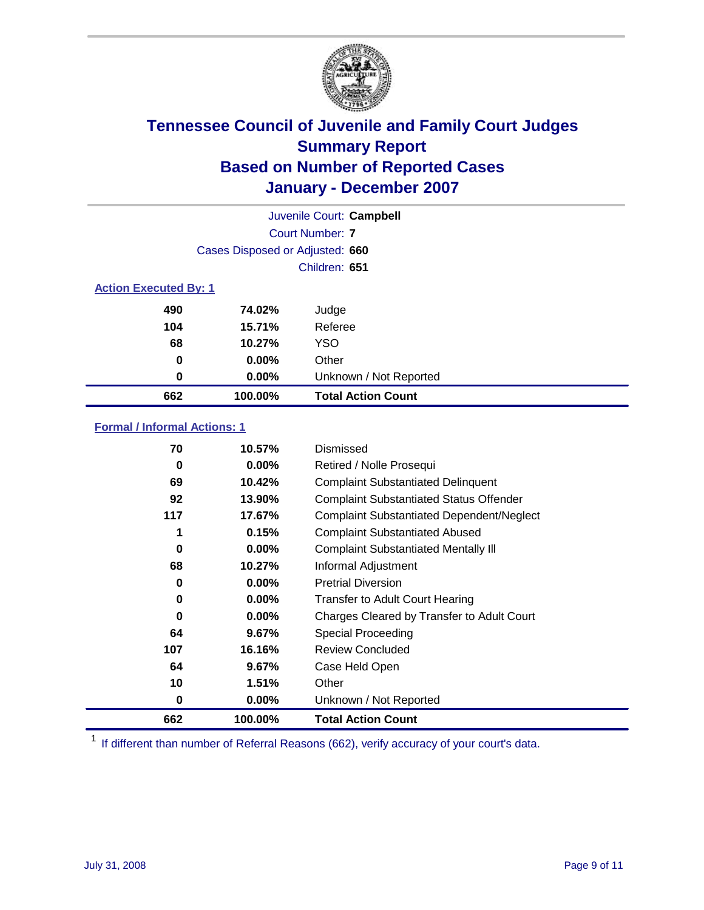# Tennessee Council of Juvenile and Family Court Judges
# Summary Report
# Based on Number of Reported Cases
# January - December 2007

Juvenile Court: **Campbell**
Court Number: **7**
Cases Disposed or Adjusted: **660**
Children: **651**

### Action Executed By: 1

| | | |
|---|---|---|
| 490 | 74.02% | Judge |
| 104 | 15.71% | Referee |
| 68 | 10.27% | YSO |
| 0 | 0.00% | Other |
| 0 | 0.00% | Unknown / Not Reported |
| **662** | **100.00%** | **Total Action Count** |

### Formal / Informal Actions: 1

| | | |
|---|---|---|
| 70 | 10.57% | Dismissed |
| 0 | 0.00% | Retired / Nolle Prosequi |
| 69 | 10.42% | Complaint Substantiated Delinquent |
| 92 | 13.90% | Complaint Substantiated Status Offender |
| 117 | 17.67% | Complaint Substantiated Dependent/Neglect |
| 1 | 0.15% | Complaint Substantiated Abused |
| 0 | 0.00% | Complaint Substantiated Mentally Ill |
| 68 | 10.27% | Informal Adjustment |
| 0 | 0.00% | Pretrial Diversion |
| 0 | 0.00% | Transfer to Adult Court Hearing |
| 0 | 0.00% | Charges Cleared by Transfer to Adult Court |
| 64 | 9.67% | Special Proceeding |
| 107 | 16.16% | Review Concluded |
| 64 | 9.67% | Case Held Open |
| 10 | 1.51% | Other |
| 0 | 0.00% | Unknown / Not Reported |
| **662** | **100.00%** | **Total Action Count** |

[1] If different than number of Referral Reasons (662), verify accuracy of your court's data.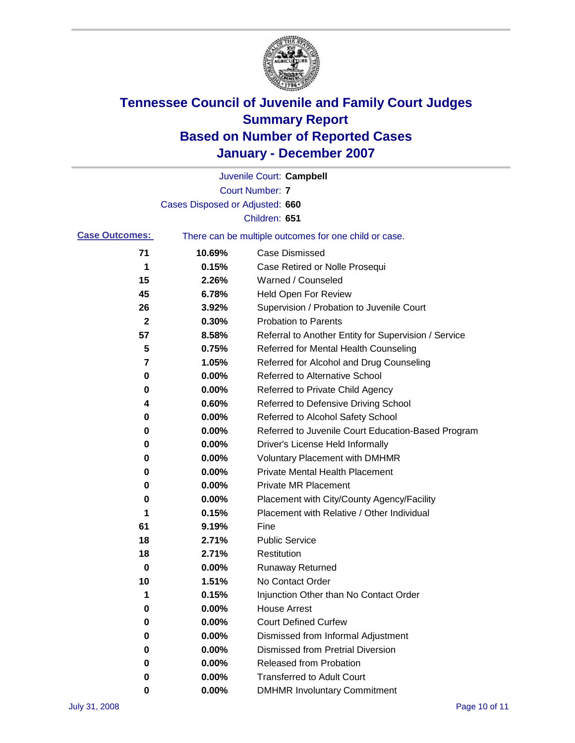# Tennessee Council of Juvenile and Family Court Judges
## Summary Report
## Based on Number of Reported Cases
## January - December 2007

Juvenile Court: **Campbell**

Court Number: **7**

Cases Disposed or Adjusted: **660**

Children: **651**

**Case Outcomes:** There can be multiple outcomes for one child or case.

| Count | Percent | Outcome |
|---|---|---|
| 71 | 10.69% | Case Dismissed |
| 1 | 0.15% | Case Retired or Nolle Prosequi |
| 15 | 2.26% | Warned / Counseled |
| 45 | 6.78% | Held Open For Review |
| 26 | 3.92% | Supervision / Probation to Juvenile Court |
| 2 | 0.30% | Probation to Parents |
| 57 | 8.58% | Referral to Another Entity for Supervision / Service |
| 5 | 0.75% | Referred for Mental Health Counseling |
| 7 | 1.05% | Referred for Alcohol and Drug Counseling |
| 0 | 0.00% | Referred to Alternative School |
| 0 | 0.00% | Referred to Private Child Agency |
| 4 | 0.60% | Referred to Defensive Driving School |
| 0 | 0.00% | Referred to Alcohol Safety School |
| 0 | 0.00% | Referred to Juvenile Court Education-Based Program |
| 0 | 0.00% | Driver's License Held Informally |
| 0 | 0.00% | Voluntary Placement with DMHMR |
| 0 | 0.00% | Private Mental Health Placement |
| 0 | 0.00% | Private MR Placement |
| 0 | 0.00% | Placement with City/County Agency/Facility |
| 1 | 0.15% | Placement with Relative / Other Individual |
| 61 | 9.19% | Fine |
| 18 | 2.71% | Public Service |
| 18 | 2.71% | Restitution |
| 0 | 0.00% | Runaway Returned |
| 10 | 1.51% | No Contact Order |
| 1 | 0.15% | Injunction Other than No Contact Order |
| 0 | 0.00% | House Arrest |
| 0 | 0.00% | Court Defined Curfew |
| 0 | 0.00% | Dismissed from Informal Adjustment |
| 0 | 0.00% | Dismissed from Pretrial Diversion |
| 0 | 0.00% | Released from Probation |
| 0 | 0.00% | Transferred to Adult Court |
| 0 | 0.00% | DMHMR Involuntary Commitment |

July 31, 2008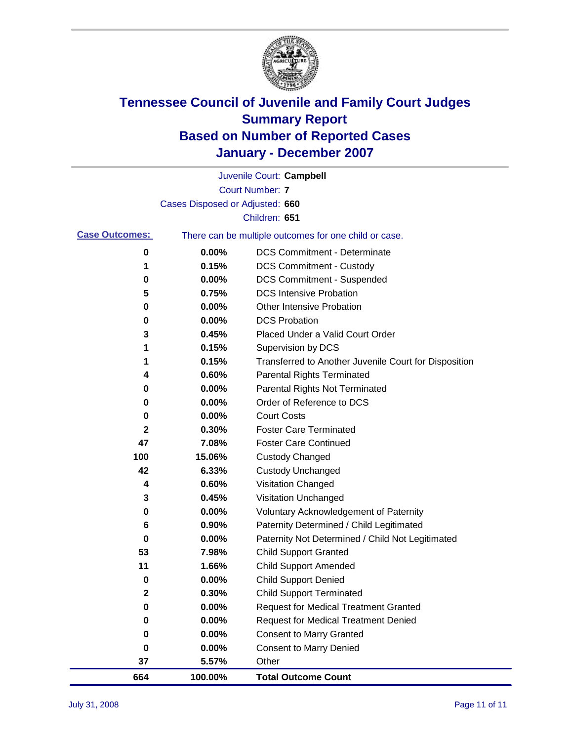# Tennessee Council of Juvenile and Family Court Judges
# Summary Report
# Based on Number of Reported Cases
# January - December 2007

Juvenile Court: **Campbell**

Court Number: **7**

Cases Disposed or Adjusted: **660**

Children: **651**

**Case Outcomes:** There can be multiple outcomes for one child or case.

| | | |
|---|---|---|
| 0 | 0.00% | DCS Commitment - Determinate |
| 1 | 0.15% | DCS Commitment - Custody |
| 0 | 0.00% | DCS Commitment - Suspended |
| 5 | 0.75% | DCS Intensive Probation |
| 0 | 0.00% | Other Intensive Probation |
| 0 | 0.00% | DCS Probation |
| 3 | 0.45% | Placed Under a Valid Court Order |
| 1 | 0.15% | Supervision by DCS |
| 1 | 0.15% | Transferred to Another Juvenile Court for Disposition |
| 4 | 0.60% | Parental Rights Terminated |
| 0 | 0.00% | Parental Rights Not Terminated |
| 0 | 0.00% | Order of Reference to DCS |
| 0 | 0.00% | Court Costs |
| 2 | 0.30% | Foster Care Terminated |
| 47 | 7.08% | Foster Care Continued |
| 100 | 15.06% | Custody Changed |
| 42 | 6.33% | Custody Unchanged |
| 4 | 0.60% | Visitation Changed |
| 3 | 0.45% | Visitation Unchanged |
| 0 | 0.00% | Voluntary Acknowledgement of Paternity |
| 6 | 0.90% | Paternity Determined / Child Legitimated |
| 0 | 0.00% | Paternity Not Determined / Child Not Legitimated |
| 53 | 7.98% | Child Support Granted |
| 11 | 1.66% | Child Support Amended |
| 0 | 0.00% | Child Support Denied |
| 2 | 0.30% | Child Support Terminated |
| 0 | 0.00% | Request for Medical Treatment Granted |
| 0 | 0.00% | Request for Medical Treatment Denied |
| 0 | 0.00% | Consent to Marry Granted |
| 0 | 0.00% | Consent to Marry Denied |
| 37 | 5.57% | Other |
| **664** | **100.00%** | **Total Outcome Count** |

July 31, 2008